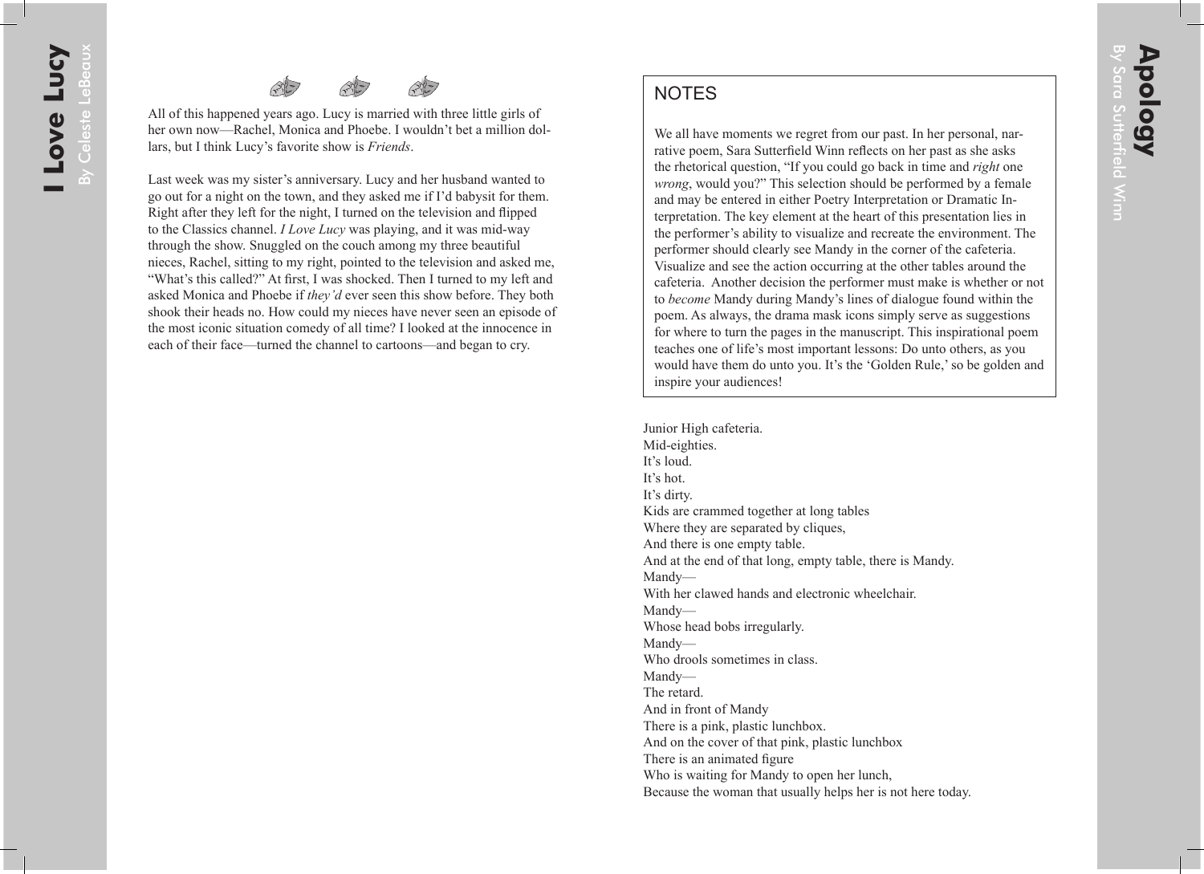All of this happened years ago. Lucy is married with three little girls of her own now—Rachel, Monica and Phoebe. I wouldn't bet a million dollars, but I think Lucy's favorite show is *Friends*.

Last week was my sister's anniversary. Lucy and her husband wanted to go out for a night on the town, and they asked me if I'd babysit for them. Right after they left for the night, I turned on the television and flipped to the Classics channel. *I Love Lucy* was playing, and it was mid-way through the show. Snuggled on the couch among my three beautiful nieces, Rachel, sitting to my right, pointed to the television and asked me, "What's this called?" At first, I was shocked. Then I turned to my left and asked Monica and Phoebe if *they'd* ever seen this show before. They both shook their heads no. How could my nieces have never seen an episode of the most iconic situation comedy of all time? I looked at the innocence in each of their face—turned the channel to cartoons—and began to cry.

# Apology

By Sara Sutterfield Winn

## NOTES

We all have moments we regret from our past. In her personal, narrative poem, Sara Sutterfield Winn reflects on her past as she asks the rhetorical question, "If you could go back in time and *right* one *wrong*, would you?" This selection should be performed by a female and may be entered in either Poetry Interpretation or Dramatic Interpretation. The key element at the heart of this presentation lies in the performer's ability to visualize and recreate the environment. The performer should clearly see Mandy in the corner of the cafeteria. Visualize and see the action occurring at the other tables around the cafeteria. Another decision the performer must make is whether or not to *become* Mandy during Mandy's lines of dialogue found within the poem. As always, the drama mask icons simply serve as suggestions for where to turn the pages in the manuscript. This inspirational poem teaches one of life's most important lessons: Do unto others, as you would have them do unto you. It's the 'Golden Rule,' so be golden and inspire your audiences!

Junior High cafeteria.  
Mid-eighties.  
It's loud.  
It's hot.  
It's dirty.  
Kids are crammed together at long tables  
Where they are separated by cliques,  
And there is one empty table.  
And at the end of that long, empty table, there is Mandy.  
Mandy—  
With her clawed hands and electronic wheelchair.  
Mandy—  
Whose head bobs irregularly.  
Mandy—  
Who drools sometimes in class.  
Mandy—  
The retard.  
And in front of Mandy  
There is a pink, plastic lunchbox.  
And on the cover of that pink, plastic lunchbox  
There is an animated figure  
Who is waiting for Mandy to open her lunch,  
Because the woman that usually helps her is not here today.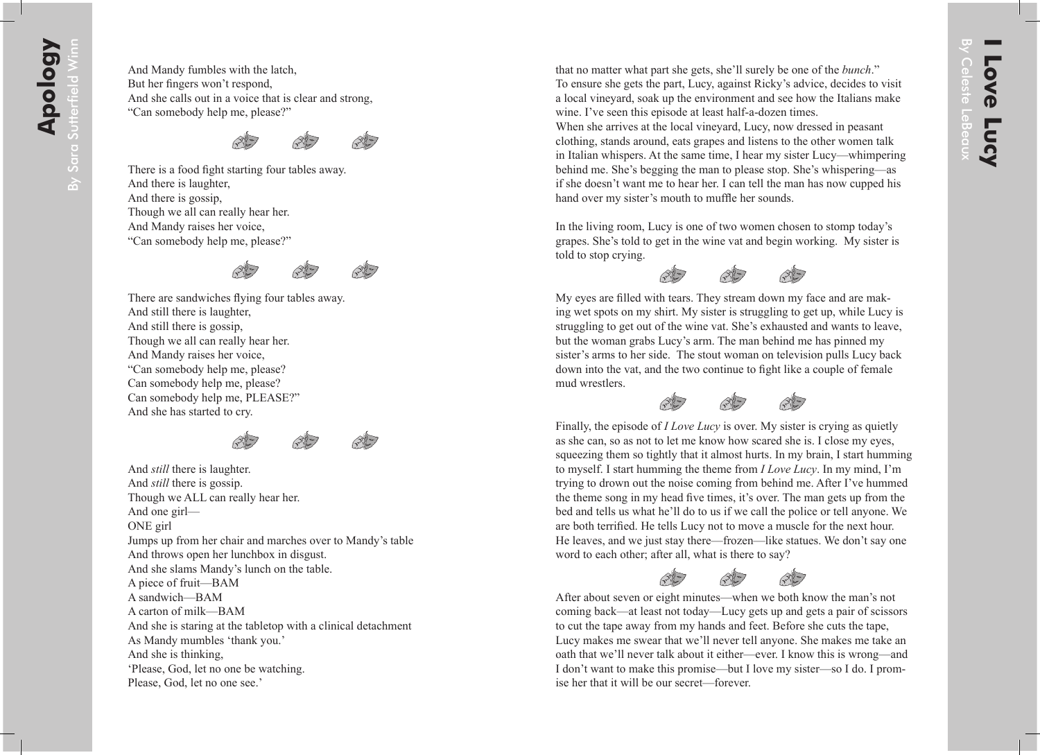And Mandy fumbles with the latch,
But her fingers won't respond,
And she calls out in a voice that is clear and strong,
"Can somebody help me, please?"

---

There is a food fight starting four tables away.
And there is laughter,
And there is gossip,
Though we all can really hear her.
And Mandy raises her voice,
"Can somebody help me, please?"

---

There are sandwiches flying four tables away.
And still there is laughter,
And still there is gossip,
Though we all can really hear her.
And Mandy raises her voice,
"Can somebody help me, please?
Can somebody help me, please?
Can somebody help me, PLEASE?"
And she has started to cry.

---

And *still* there is laughter.
And *still* there is gossip.
Though we ALL can really hear her.
And one girl—
ONE girl
Jumps up from her chair and marches over to Mandy's table
And throws open her lunchbox in disgust.
And she slams Mandy's lunch on the table.
A piece of fruit—BAM
A sandwich—BAM
A carton of milk—BAM
And she is staring at the tabletop with a clinical detachment
As Mandy mumbles 'thank you.'
And she is thinking,
'Please, God, let no one be watching.
Please, God, let no one see.'

that no matter what part she gets, she'll surely be one of the *bunch*." To ensure she gets the part, Lucy, against Ricky's advice, decides to visit a local vineyard, soak up the environment and see how the Italians make wine. I've seen this episode at least half-a-dozen times.

When she arrives at the local vineyard, Lucy, now dressed in peasant clothing, stands around, eats grapes and listens to the other women talk in Italian whispers. At the same time, I hear my sister Lucy—whimpering behind me. She's begging the man to please stop. She's whispering—as if she doesn't want me to hear her. I can tell the man has now cupped his hand over my sister's mouth to muffle her sounds.

In the living room, Lucy is one of two women chosen to stomp today's grapes. She's told to get in the wine vat and begin working. My sister is told to stop crying.

---

My eyes are filled with tears. They stream down my face and are making wet spots on my shirt. My sister is struggling to get up, while Lucy is struggling to get out of the wine vat. She's exhausted and wants to leave, but the woman grabs Lucy's arm. The man behind me has pinned my sister's arms to her side. The stout woman on television pulls Lucy back down into the vat, and the two continue to fight like a couple of female mud wrestlers.

---

Finally, the episode of *I Love Lucy* is over. My sister is crying as quietly as she can, so as not to let me know how scared she is. I close my eyes, squeezing them so tightly that it almost hurts. In my brain, I start humming to myself. I start humming the theme from *I Love Lucy*. In my mind, I'm trying to drown out the noise coming from behind me. After I've hummed the theme song in my head five times, it's over. The man gets up from the bed and tells us what he'll do to us if we call the police or tell anyone. We are both terrified. He tells Lucy not to move a muscle for the next hour. He leaves, and we just stay there—frozen—like statues. We don't say one word to each other; after all, what is there to say?

---

After about seven or eight minutes—when we both know the man's not coming back—at least not today—Lucy gets up and gets a pair of scissors to cut the tape away from my hands and feet. Before she cuts the tape, Lucy makes me swear that we'll never tell anyone. She makes me take an oath that we'll never talk about it either—ever. I know this is wrong—and I don't want to make this promise—but I love my sister—so I do. I promise her that it will be our secret—forever.